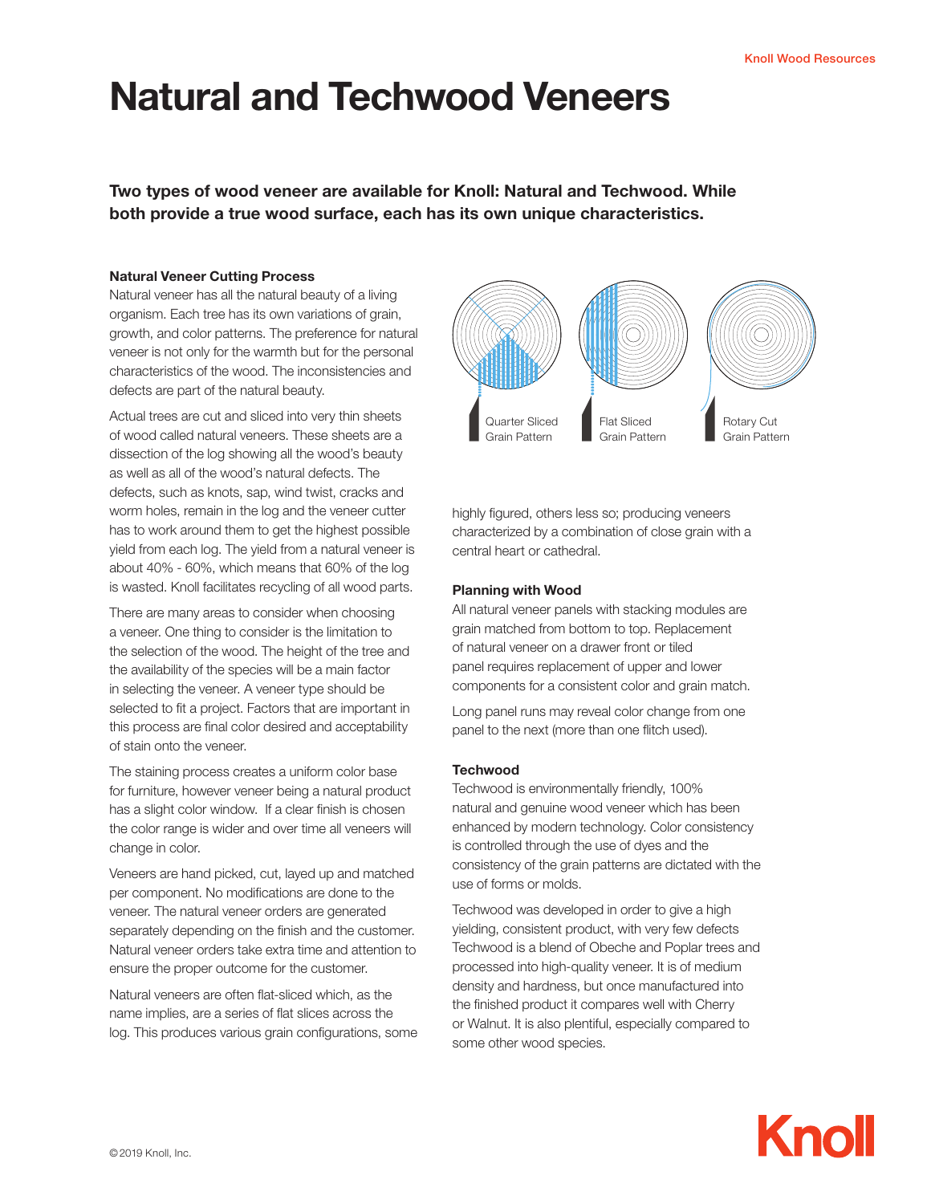# Natural and Techwood Veneers

**Two types of wood veneer are available for Knoll: Natural and Techwood. While both provide a true wood surface, each has its own unique characteristics.**

### Natural Veneer Cutting Process

Natural veneer has all the natural beauty of a living organism. Each tree has its own variations of grain, growth, and color patterns. The preference for natural veneer is not only for the warmth but for the personal characteristics of the wood. The inconsistencies and defects are part of the natural beauty.

Actual trees are cut and sliced into very thin sheets of wood called natural veneers. These sheets are a dissection of the log showing all the wood's beauty as well as all of the wood's natural defects. The defects, such as knots, sap, wind twist, cracks and worm holes, remain in the log and the veneer cutter has to work around them to get the highest possible yield from each log. The yield from a natural veneer is about 40% - 60%, which means that 60% of the log is wasted. Knoll facilitates recycling of all wood parts.

There are many areas to consider when choosing a veneer. One thing to consider is the limitation to the selection of the wood. The height of the tree and the availability of the species will be a main factor in selecting the veneer. A veneer type should be selected to fit a project. Factors that are important in this process are final color desired and acceptability of stain onto the veneer.

The staining process creates a uniform color base for furniture, however veneer being a natural product has a slight color window. If a clear finish is chosen the color range is wider and over time all veneers will change in color.

Veneers are hand picked, cut, layed up and matched per component. No modifications are done to the veneer. The natural veneer orders are generated separately depending on the finish and the customer. Natural veneer orders take extra time and attention to ensure the proper outcome for the customer.

Natural veneers are often flat-sliced which, as the name implies, are a series of flat slices across the log. This produces various grain configurations, some highly figured, others less so; producing veneers characterized by a combination of close grain with a central heart or cathedral.

Quarter Sliced Grain Pattern

Flat Sliced Grain Pattern

Rotary Cut Grain Pattern

### Planning with Wood

All natural veneer panels with stacking modules are grain matched from bottom to top. Replacement of natural veneer on a drawer front or tiled panel requires replacement of upper and lower components for a consistent color and grain match.

Long panel runs may reveal color change from one panel to the next (more than one flitch used).

### Techwood

Techwood is environmentally friendly, 100% natural and genuine wood veneer which has been enhanced by modern technology. Color consistency is controlled through the use of dyes and the consistency of the grain patterns are dictated with the use of forms or molds.

Techwood was developed in order to give a high yielding, consistent product, with very few defects Techwood is a blend of Obeche and Poplar trees and processed into high-quality veneer. It is of medium density and hardness, but once manufactured into the finished product it compares well with Cherry or Walnut. It is also plentiful, especially compared to some other wood species.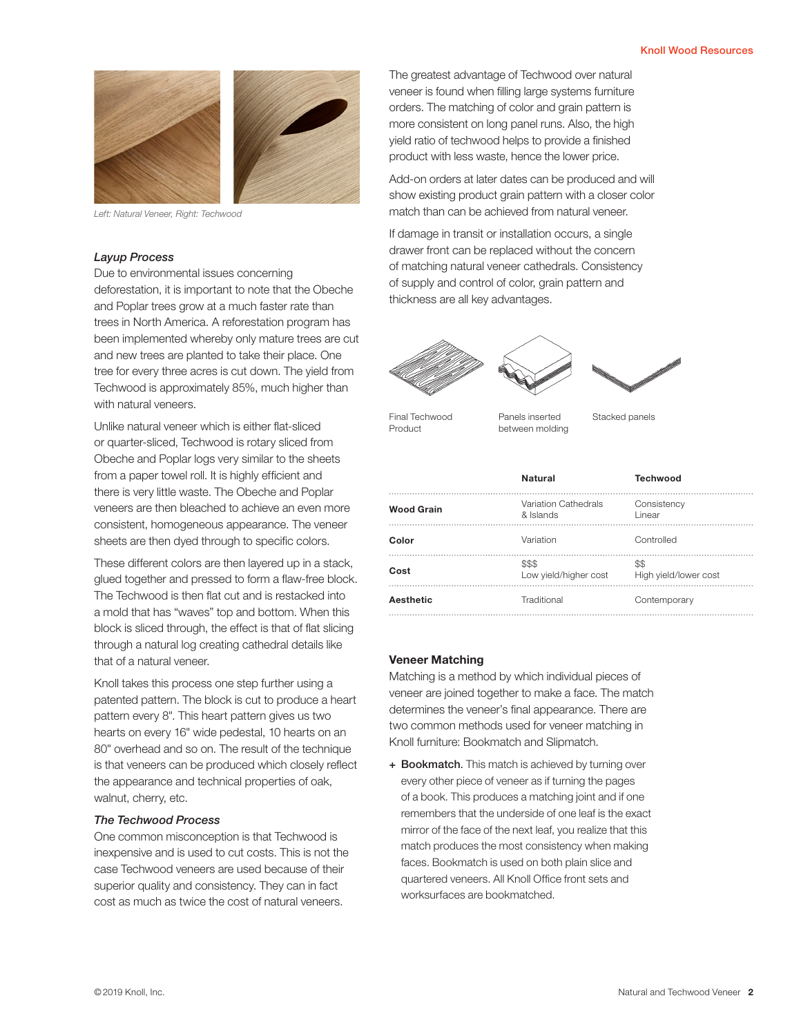Left: Natural Veneer, Right: Techwood

### *Layup Process*

Due to environmental issues concerning deforestation, it is important to note that the Obeche and Poplar trees grow at a much faster rate than trees in North America. A reforestation program has been implemented whereby only mature trees are cut and new trees are planted to take their place. One tree for every three acres is cut down. The yield from Techwood is approximately 85%, much higher than with natural veneers.

Unlike natural veneer which is either flat-sliced or quarter-sliced, Techwood is rotary sliced from Obeche and Poplar logs very similar to the sheets from a paper towel roll. It is highly efficient and there is very little waste. The Obeche and Poplar veneers are then bleached to achieve an even more consistent, homogeneous appearance. The veneer sheets are then dyed through to specific colors.

These different colors are then layered up in a stack, glued together and pressed to form a flaw-free block. The Techwood is then flat cut and is restacked into a mold that has "waves" top and bottom. When this block is sliced through, the effect is that of flat slicing through a natural log creating cathedral details like that of a natural veneer.

Knoll takes this process one step further using a patented pattern. The block is cut to produce a heart pattern every 8". This heart pattern gives us two hearts on every 16" wide pedestal, 10 hearts on an 80" overhead and so on. The result of the technique is that veneers can be produced which closely reflect the appearance and technical properties of oak, walnut, cherry, etc.

### *The Techwood Process*

One common misconception is that Techwood is inexpensive and is used to cut costs. This is not the case Techwood veneers are used because of their superior quality and consistency. They can in fact cost as much as twice the cost of natural veneers.

The greatest advantage of Techwood over natural veneer is found when filling large systems furniture orders. The matching of color and grain pattern is more consistent on long panel runs. Also, the high yield ratio of techwood helps to provide a finished product with less waste, hence the lower price.

Add-on orders at later dates can be produced and will show existing product grain pattern with a closer color match than can be achieved from natural veneer.

If damage in transit or installation occurs, a single drawer front can be replaced without the concern of matching natural veneer cathedrals. Consistency of supply and control of color, grain pattern and thickness are all key advantages.

Final Techwood Product — Panels inserted between molding — Stacked panels

| | Natural | Techwood |
|---|---|---|
| **Wood Grain** | Variation Cathedrals & Islands | Consistency Linear |
| **Color** | Variation | Controlled |
| **Cost** | $$$ Low yield/higher cost | $$ High yield/lower cost |
| **Aesthetic** | Traditional | Contemporary |

### Veneer Matching

Matching is a method by which individual pieces of veneer are joined together to make a face. The match determines the veneer's final appearance. There are two common methods used for veneer matching in Knoll furniture: Bookmatch and Slipmatch.

+ **Bookmatch.** This match is achieved by turning over every other piece of veneer as if turning the pages of a book. This produces a matching joint and if one remembers that the underside of one leaf is the exact mirror of the face of the next leaf, you realize that this match produces the most consistency when making faces. Bookmatch is used on both plain slice and quartered veneers. All Knoll Office front sets and worksurfaces are bookmatched.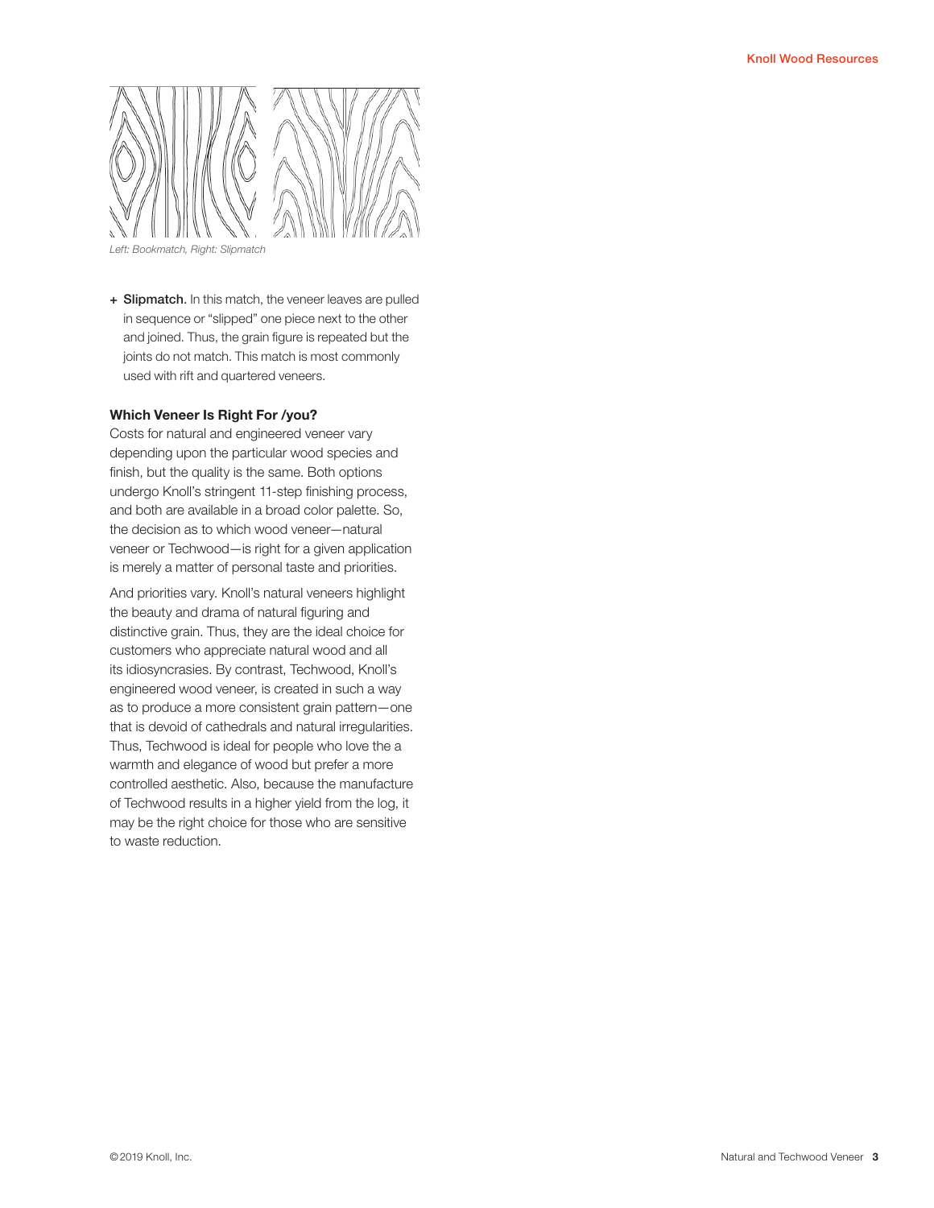*Left: Bookmatch, Right: Slipmatch*

+ **Slipmatch**. In this match, the veneer leaves are pulled in sequence or "slipped" one piece next to the other and joined. Thus, the grain figure is repeated but the joints do not match. This match is most commonly used with rift and quartered veneers.

**Which Veneer Is Right For /you?**

Costs for natural and engineered veneer vary depending upon the particular wood species and finish, but the quality is the same. Both options undergo Knoll's stringent 11-step finishing process, and both are available in a broad color palette. So, the decision as to which wood veneer—natural veneer or Techwood—is right for a given application is merely a matter of personal taste and priorities.

And priorities vary. Knoll's natural veneers highlight the beauty and drama of natural figuring and distinctive grain. Thus, they are the ideal choice for customers who appreciate natural wood and all its idiosyncrasies. By contrast, Techwood, Knoll's engineered wood veneer, is created in such a way as to produce a more consistent grain pattern—one that is devoid of cathedrals and natural irregularities. Thus, Techwood is ideal for people who love the a warmth and elegance of wood but prefer a more controlled aesthetic. Also, because the manufacture of Techwood results in a higher yield from the log, it may be the right choice for those who are sensitive to waste reduction.